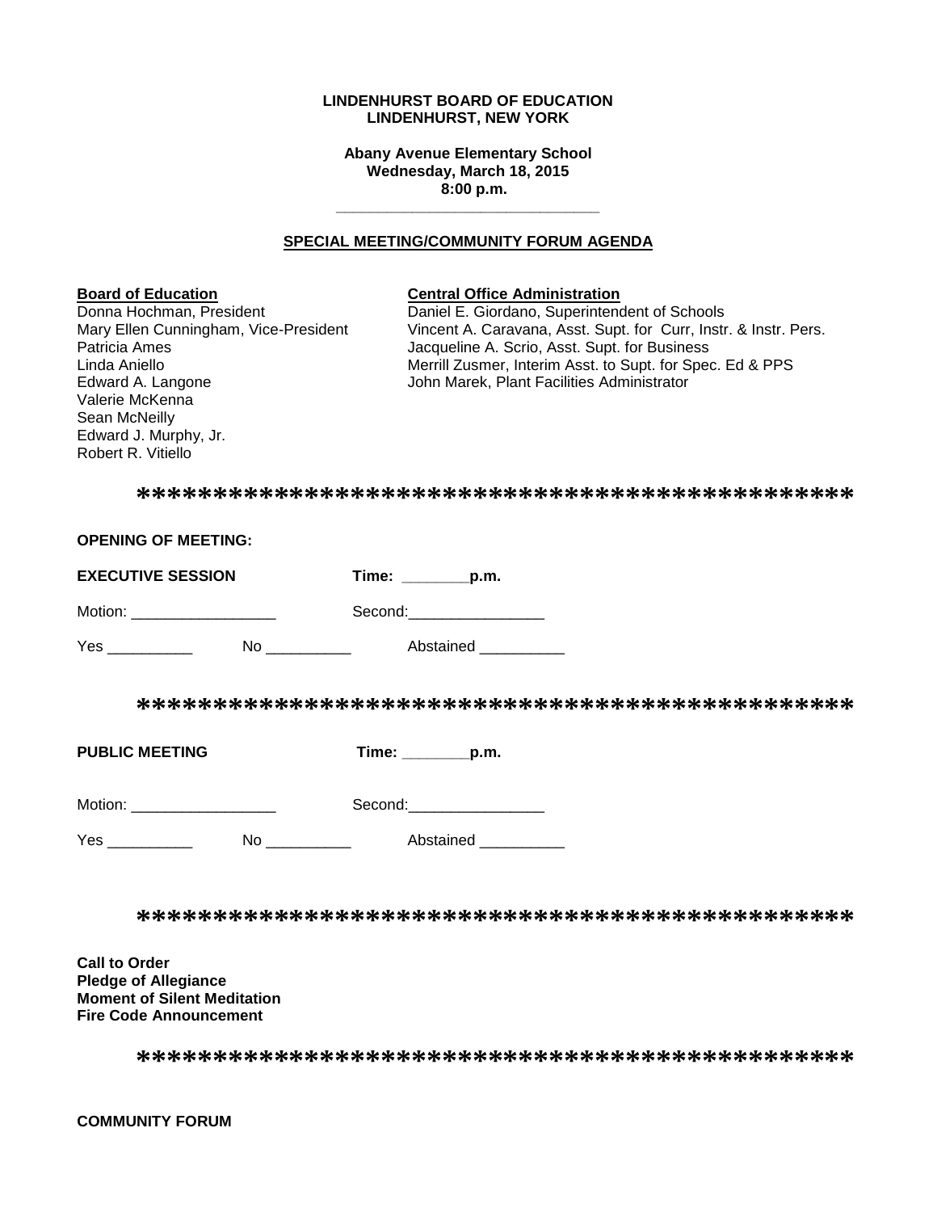**LINDENHURST BOARD OF EDUCATION**
**LINDENHURST, NEW YORK**

**Abany Avenue Elementary School**
**Wednesday, March 18, 2015**
**8:00 p.m.**

---

## SPECIAL MEETING/COMMUNITY FORUM AGENDA

**Board of Education**
Donna Hochman, President
Mary Ellen Cunningham, Vice-President
Patricia Ames
Linda Aniello
Edward A. Langone
Valerie McKenna
Sean McNeilly
Edward J. Murphy, Jr.
Robert R. Vitiello

**Central Office Administration**
Daniel E. Giordano, Superintendent of Schools
Vincent A. Caravana, Asst. Supt. for Curr, Instr. & Instr. Pers.
Jacqueline A. Scrio, Asst. Supt. for Business
Merrill Zusmer, Interim Asst. to Supt. for Spec. Ed & PPS
John Marek, Plant Facilities Administrator

*********************************************

**OPENING OF MEETING:**

**EXECUTIVE SESSION** **Time: ________p.m.**

Motion: _________________ Second:________________

Yes __________ No __________ Abstained __________

*********************************************

**PUBLIC MEETING** **Time: ________p.m.**

Motion: _________________ Second:________________

Yes __________ No __________ Abstained __________

*********************************************

**Call to Order**
**Pledge of Allegiance**
**Moment of Silent Meditation**
**Fire Code Announcement**

*********************************************

**COMMUNITY FORUM**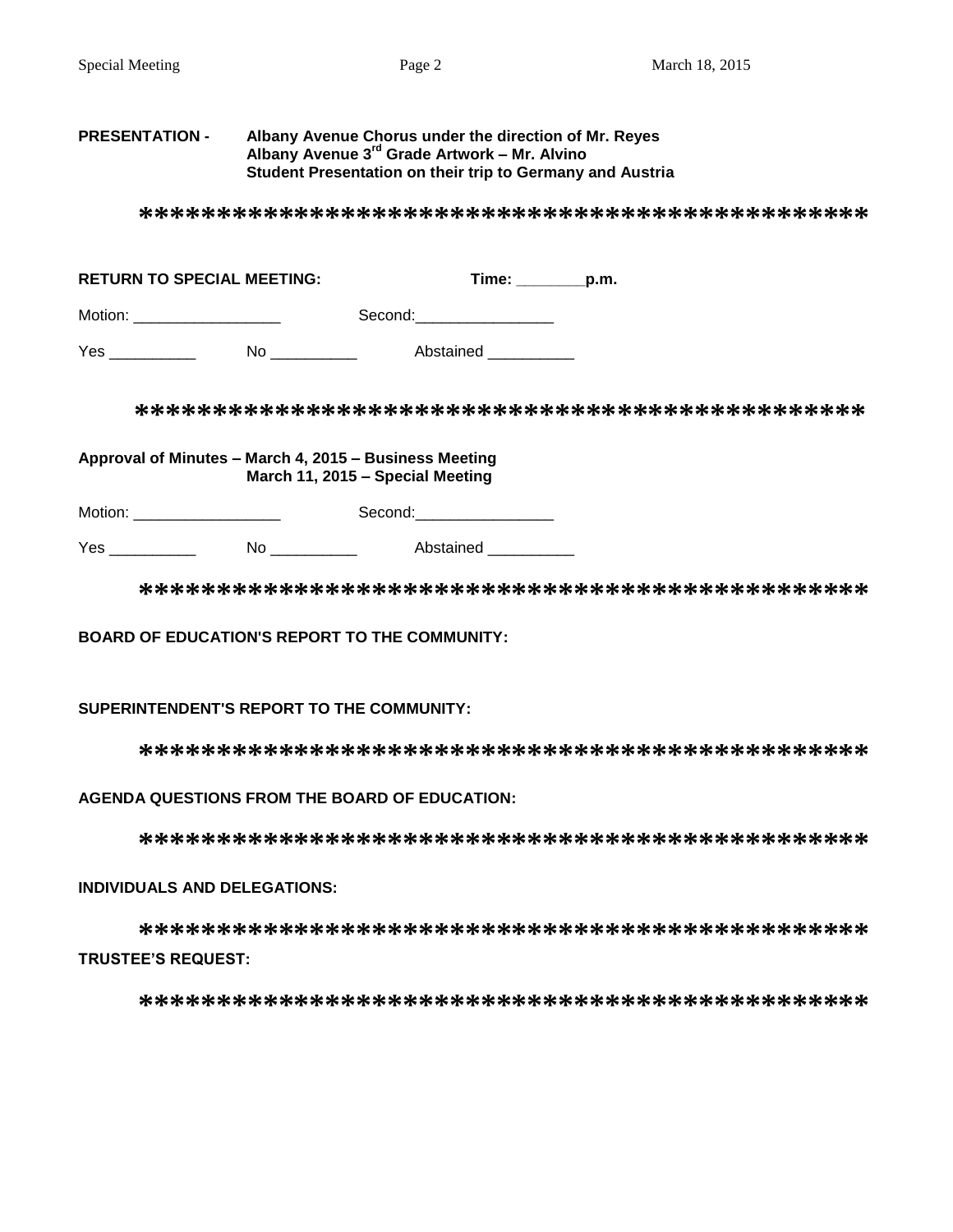**PRESENTATION -** **Albany Avenue Chorus under the direction of Mr. Reyes**
**Albany Avenue 3rd Grade Artwork – Mr. Alvino**
**Student Presentation on their trip to Germany and Austria**

**********************************************

**RETURN TO SPECIAL MEETING:** **Time: ________p.m.**

Motion: _________________ Second:________________

Yes __________ No __________ Abstained __________

**********************************************

**Approval of Minutes – March 4, 2015 – Business Meeting**
**March 11, 2015 – Special Meeting**

Motion: _________________ Second:________________

Yes __________ No __________ Abstained __________

**********************************************

**BOARD OF EDUCATION'S REPORT TO THE COMMUNITY:**

**SUPERINTENDENT'S REPORT TO THE COMMUNITY:**

**********************************************

**AGENDA QUESTIONS FROM THE BOARD OF EDUCATION:**

**********************************************

**INDIVIDUALS AND DELEGATIONS:**

**********************************************

**TRUSTEE'S REQUEST:**

**********************************************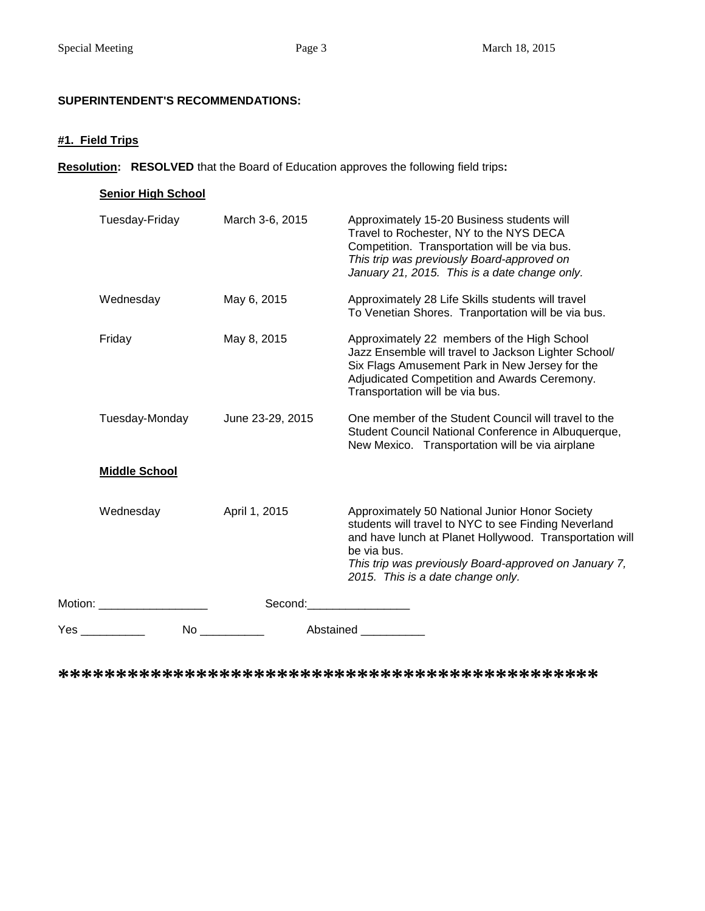**SUPERINTENDENT'S RECOMMENDATIONS:**

**#1. Field Trips**

**Resolution: RESOLVED** that the Board of Education approves the following field trips**:**

**Senior High School**

| | | |
|---|---|---|
| Tuesday-Friday | March 3-6, 2015 | Approximately 15-20 Business students will Travel to Rochester, NY to the NYS DECA Competition. Transportation will be via bus. *This trip was previously Board-approved on January 21, 2015. This is a date change only.* |
| Wednesday | May 6, 2015 | Approximately 28 Life Skills students will travel To Venetian Shores. Tranportation will be via bus. |
| Friday | May 8, 2015 | Approximately 22 members of the High School Jazz Ensemble will travel to Jackson Lighter School/ Six Flags Amusement Park in New Jersey for the Adjudicated Competition and Awards Ceremony. Transportation will be via bus. |
| Tuesday-Monday | June 23-29, 2015 | One member of the Student Council will travel to the Student Council National Conference in Albuquerque, New Mexico. Transportation will be via airplane |

**Middle School**

| | | |
|---|---|---|
| Wednesday | April 1, 2015 | Approximately 50 National Junior Honor Society students will travel to NYC to see Finding Neverland and have lunch at Planet Hollywood. Transportation will be via bus. *This trip was previously Board-approved on January 7, 2015. This is a date change only.* |

Motion: _________________ Second:________________

Yes __________ No __________ Abstained __________

**********************************************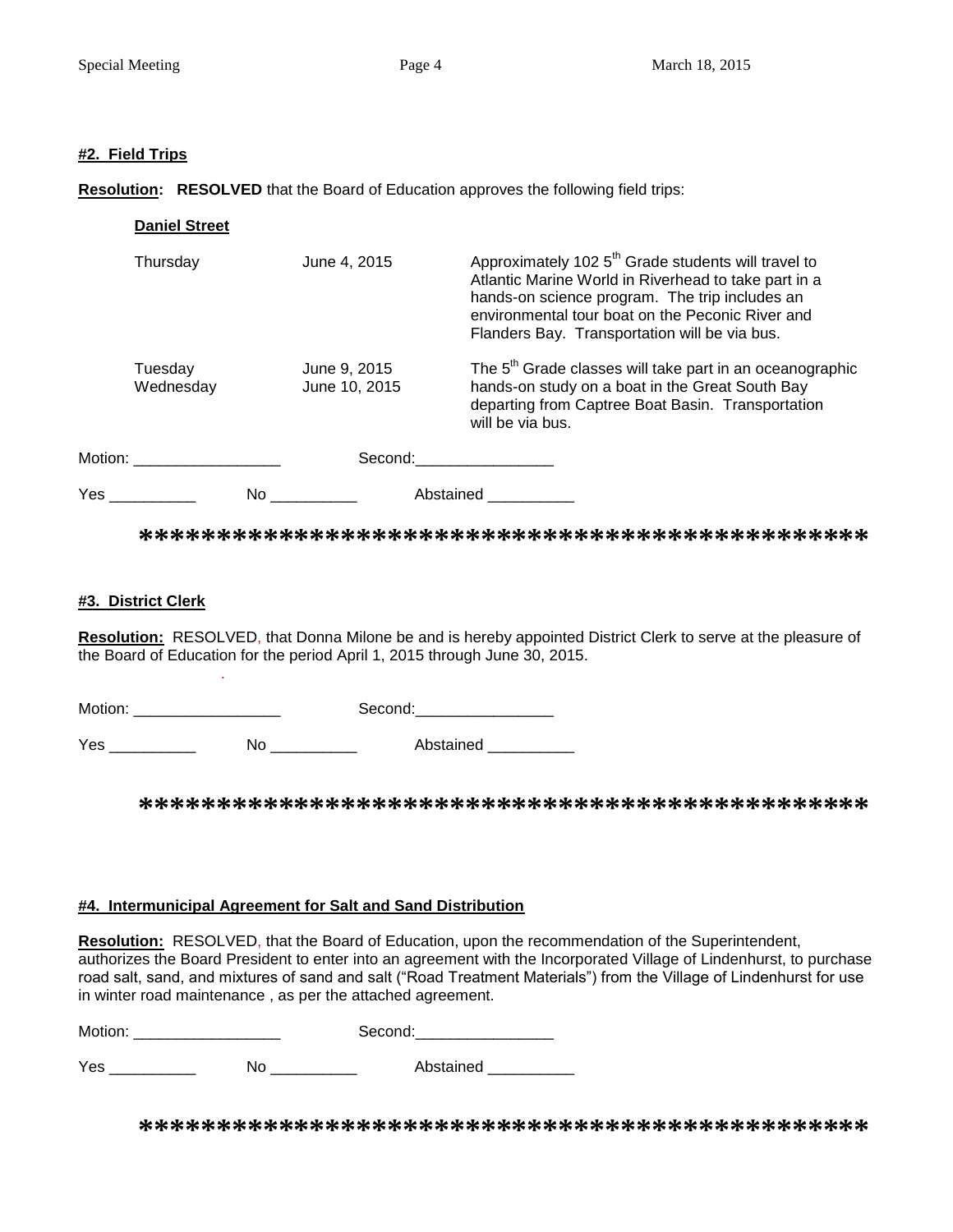**#2. Field Trips**

**Resolution:** **RESOLVED** that the Board of Education approves the following field trips:

**Daniel Street**

| | | |
|---|---|---|
| Thursday | June 4, 2015 | Approximately 102 5th Grade students will travel to Atlantic Marine World in Riverhead to take part in a hands-on science program. The trip includes an environmental tour boat on the Peconic River and Flanders Bay. Transportation will be via bus. |
| Tuesday<br>Wednesday | June 9, 2015<br>June 10, 2015 | The 5th Grade classes will take part in an oceanographic hands-on study on a boat in the Great South Bay departing from Captree Boat Basin. Transportation will be via bus. |

Motion: _________________ Second:________________

Yes __________ No __________ Abstained __________

*********************************************

**#3. District Clerk**

**Resolution:** RESOLVED, that Donna Milone be and is hereby appointed District Clerk to serve at the pleasure of the Board of Education for the period April 1, 2015 through June 30, 2015.

Motion: _________________ Second:________________

Yes __________ No __________ Abstained __________

*********************************************

**#4. Intermunicipal Agreement for Salt and Sand Distribution**

**Resolution:** RESOLVED, that the Board of Education, upon the recommendation of the Superintendent, authorizes the Board President to enter into an agreement with the Incorporated Village of Lindenhurst, to purchase road salt, sand, and mixtures of sand and salt ("Road Treatment Materials") from the Village of Lindenhurst for use in winter road maintenance , as per the attached agreement.

Motion: _________________ Second:________________

Yes __________ No __________ Abstained __________

*********************************************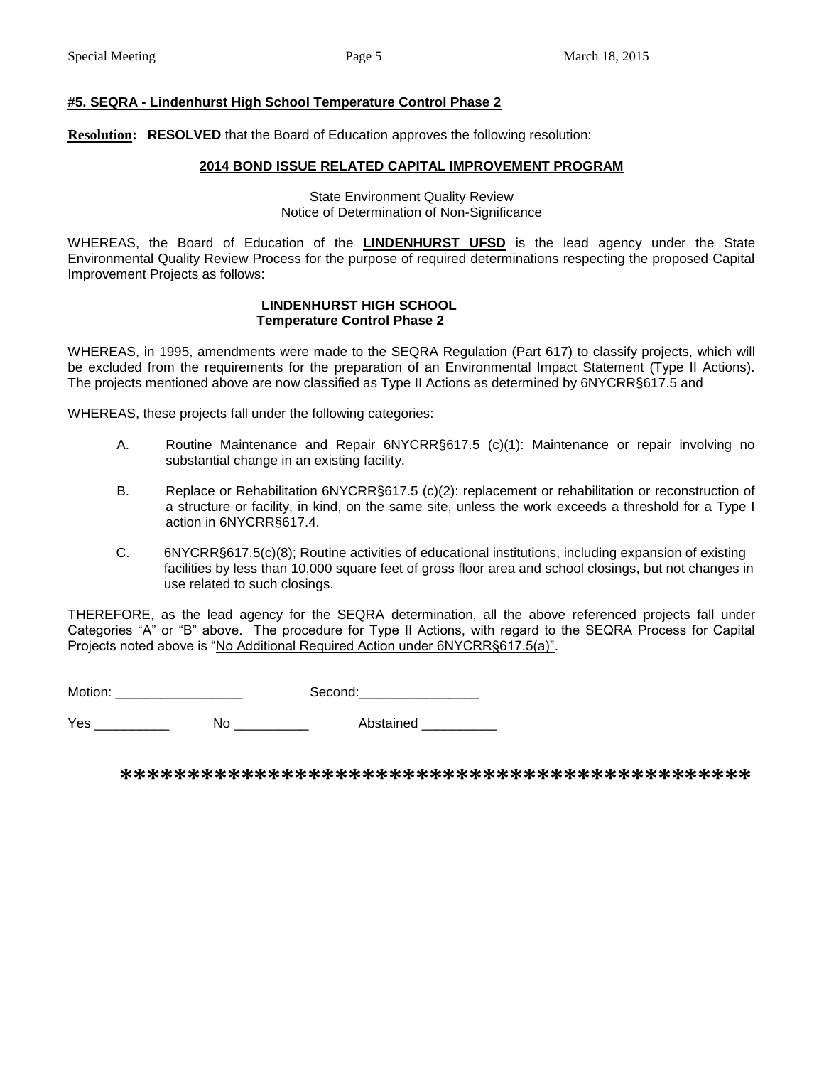**#5. SEQRA - Lindenhurst High School Temperature Control Phase 2**

**Resolution: RESOLVED** that the Board of Education approves the following resolution:

**2014 BOND ISSUE RELATED CAPITAL IMPROVEMENT PROGRAM**

State Environment Quality Review
Notice of Determination of Non-Significance

WHEREAS, the Board of Education of the **LINDENHURST UFSD** is the lead agency under the State Environmental Quality Review Process for the purpose of required determinations respecting the proposed Capital Improvement Projects as follows:

**LINDENHURST HIGH SCHOOL**
**Temperature Control Phase 2**

WHEREAS, in 1995, amendments were made to the SEQRA Regulation (Part 617) to classify projects, which will be excluded from the requirements for the preparation of an Environmental Impact Statement (Type II Actions). The projects mentioned above are now classified as Type II Actions as determined by 6NYCRR§617.5 and

WHEREAS, these projects fall under the following categories:

A. Routine Maintenance and Repair 6NYCRR§617.5 (c)(1): Maintenance or repair involving no substantial change in an existing facility.

B. Replace or Rehabilitation 6NYCRR§617.5 (c)(2): replacement or rehabilitation or reconstruction of a structure or facility, in kind, on the same site, unless the work exceeds a threshold for a Type I action in 6NYCRR§617.4.

C. 6NYCRR§617.5(c)(8); Routine activities of educational institutions, including expansion of existing facilities by less than 10,000 square feet of gross floor area and school closings, but not changes in use related to such closings.

THEREFORE, as the lead agency for the SEQRA determination, all the above referenced projects fall under Categories "A" or "B" above. The procedure for Type II Actions, with regard to the SEQRA Process for Capital Projects noted above is "No Additional Required Action under 6NYCRR§617.5(a)".

Motion: _________________ Second:________________

Yes __________ No __________ Abstained __________

**********************************************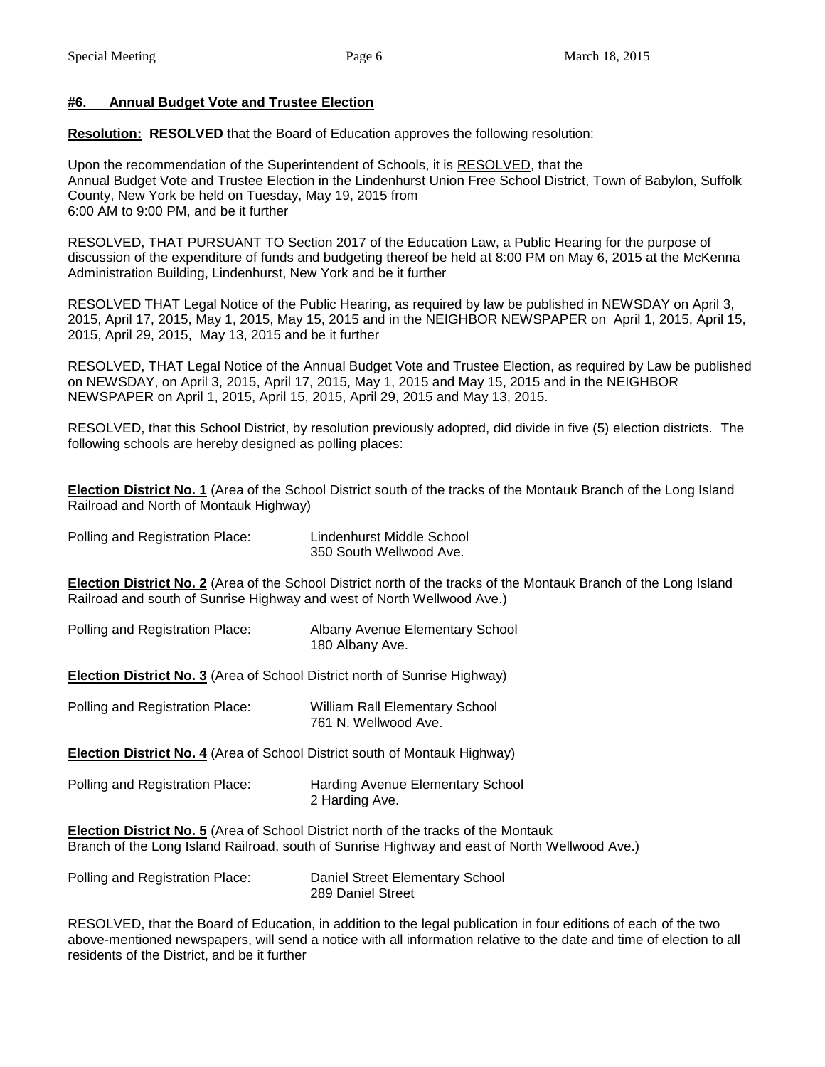**#6. Annual Budget Vote and Trustee Election**

**Resolution: RESOLVED** that the Board of Education approves the following resolution:

Upon the recommendation of the Superintendent of Schools, it is RESOLVED, that the Annual Budget Vote and Trustee Election in the Lindenhurst Union Free School District, Town of Babylon, Suffolk County, New York be held on Tuesday, May 19, 2015 from 6:00 AM to 9:00 PM, and be it further

RESOLVED, THAT PURSUANT TO Section 2017 of the Education Law, a Public Hearing for the purpose of discussion of the expenditure of funds and budgeting thereof be held at 8:00 PM on May 6, 2015 at the McKenna Administration Building, Lindenhurst, New York and be it further

RESOLVED THAT Legal Notice of the Public Hearing, as required by law be published in NEWSDAY on April 3, 2015, April 17, 2015, May 1, 2015, May 15, 2015 and in the NEIGHBOR NEWSPAPER on April 1, 2015, April 15, 2015, April 29, 2015, May 13, 2015 and be it further

RESOLVED, THAT Legal Notice of the Annual Budget Vote and Trustee Election, as required by Law be published on NEWSDAY, on April 3, 2015, April 17, 2015, May 1, 2015 and May 15, 2015 and in the NEIGHBOR NEWSPAPER on April 1, 2015, April 15, 2015, April 29, 2015 and May 13, 2015.

RESOLVED, that this School District, by resolution previously adopted, did divide in five (5) election districts. The following schools are hereby designed as polling places:

**Election District No. 1** (Area of the School District south of the tracks of the Montauk Branch of the Long Island Railroad and North of Montauk Highway)

Polling and Registration Place: Lindenhurst Middle School
350 South Wellwood Ave.

**Election District No. 2** (Area of the School District north of the tracks of the Montauk Branch of the Long Island Railroad and south of Sunrise Highway and west of North Wellwood Ave.)

Polling and Registration Place: Albany Avenue Elementary School
180 Albany Ave.

**Election District No. 3** (Area of School District north of Sunrise Highway)

Polling and Registration Place: William Rall Elementary School
761 N. Wellwood Ave.

**Election District No. 4** (Area of School District south of Montauk Highway)

Polling and Registration Place: Harding Avenue Elementary School
2 Harding Ave.

**Election District No. 5** (Area of School District north of the tracks of the Montauk Branch of the Long Island Railroad, south of Sunrise Highway and east of North Wellwood Ave.)

Polling and Registration Place: Daniel Street Elementary School
289 Daniel Street

RESOLVED, that the Board of Education, in addition to the legal publication in four editions of each of the two above-mentioned newspapers, will send a notice with all information relative to the date and time of election to all residents of the District, and be it further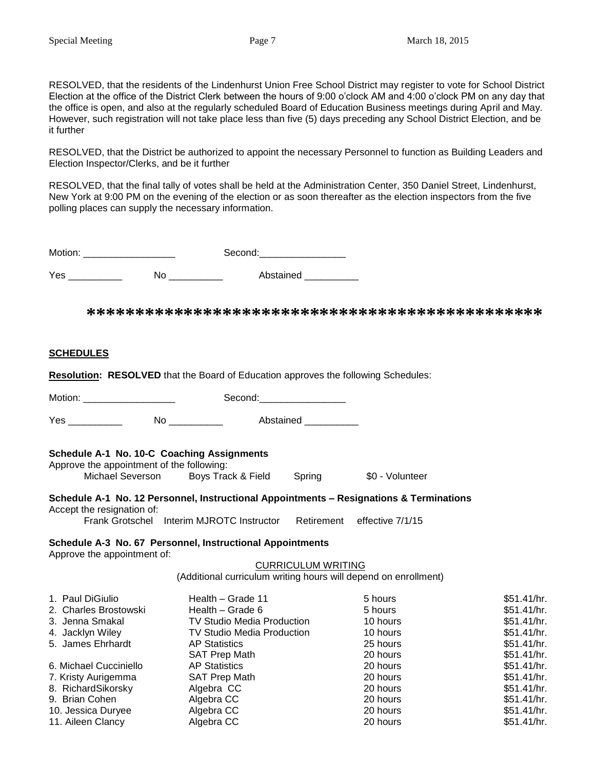RESOLVED, that the residents of the Lindenhurst Union Free School District may register to vote for School District Election at the office of the District Clerk between the hours of 9:00 o'clock AM and 4:00 o'clock PM on any day that the office is open, and also at the regularly scheduled Board of Education Business meetings during April and May. However, such registration will not take place less than five (5) days preceding any School District Election, and be it further

RESOLVED, that the District be authorized to appoint the necessary Personnel to function as Building Leaders and Election Inspector/Clerks, and be it further

RESOLVED, that the final tally of votes shall be held at the Administration Center, 350 Daniel Street, Lindenhurst, New York at 9:00 PM on the evening of the election or as soon thereafter as the election inspectors from the five polling places can supply the necessary information.

Motion: _________________ Second:________________

Yes __________ No __________ Abstained __________

**********************************************

**SCHEDULES**

**Resolution: RESOLVED** that the Board of Education approves the following Schedules:

Motion: _________________ Second:________________

Yes __________ No __________ Abstained __________

**Schedule A-1 No. 10-C Coaching Assignments**

Approve the appointment of the following:

| Michael Severson | Boys Track & Field | Spring | $0 - Volunteer |
|---|---|---|---|

**Schedule A-1 No. 12 Personnel, Instructional Appointments – Resignations & Terminations**

Accept the resignation of:

| Frank Grotschel | Interim MJROTC Instructor | Retirement | effective 7/1/15 |
|---|---|---|---|

**Schedule A-3 No. 67 Personnel, Instructional Appointments**

Approve the appointment of:

CURRICULUM WRITING
(Additional curriculum writing hours will depend on enrollment)

| | | | |
|---|---|---|---|
| 1. Paul DiGiulio | Health – Grade 11 | 5 hours | $51.41/hr. |
| 2. Charles Brostowski | Health – Grade 6 | 5 hours | $51.41/hr. |
| 3. Jenna Smakal | TV Studio Media Production | 10 hours | $51.41/hr. |
| 4. Jacklyn Wiley | TV Studio Media Production | 10 hours | $51.41/hr. |
| 5. James Ehrhardt | AP Statistics | 25 hours | $51.41/hr. |
| | SAT Prep Math | 20 hours | $51.41/hr. |
| 6. Michael Cucciniello | AP Statistics | 20 hours | $51.41/hr. |
| 7. Kristy Aurigemma | SAT Prep Math | 20 hours | $51.41/hr. |
| 8. RichardSikorsky | Algebra CC | 20 hours | $51.41/hr. |
| 9. Brian Cohen | Algebra CC | 20 hours | $51.41/hr. |
| 10. Jessica Duryee | Algebra CC | 20 hours | $51.41/hr. |
| 11. Aileen Clancy | Algebra CC | 20 hours | $51.41/hr. |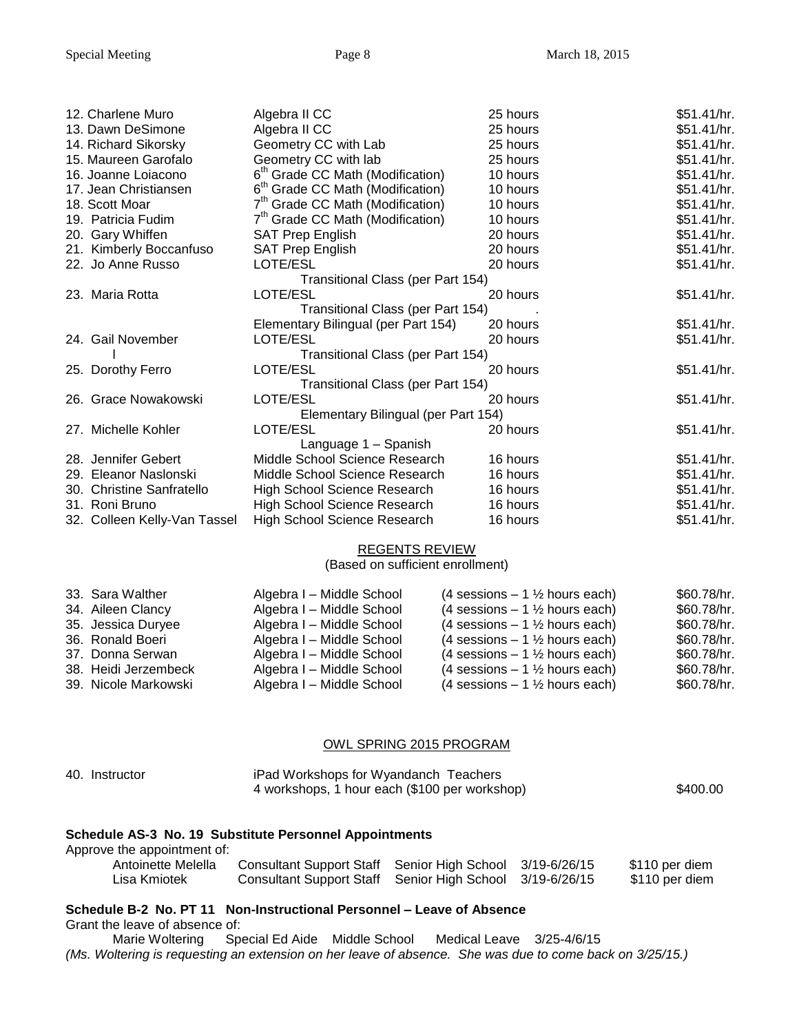| | | | |
|---|---|---|---|
| 12. Charlene Muro | Algebra II CC | 25 hours | \$51.41/hr. |
| 13. Dawn DeSimone | Algebra II CC | 25 hours | \$51.41/hr. |
| 14. Richard Sikorsky | Geometry CC with Lab | 25 hours | \$51.41/hr. |
| 15. Maureen Garofalo | Geometry CC with lab | 25 hours | \$51.41/hr. |
| 16. Joanne Loiacono | 6th Grade CC Math (Modification) | 10 hours | \$51.41/hr. |
| 17. Jean Christiansen | 6th Grade CC Math (Modification) | 10 hours | \$51.41/hr. |
| 18. Scott Moar | 7th Grade CC Math (Modification) | 10 hours | \$51.41/hr. |
| 19. Patricia Fudim | 7th Grade CC Math (Modification) | 10 hours | \$51.41/hr. |
| 20. Gary Whiffen | SAT Prep English | 20 hours | \$51.41/hr. |
| 21. Kimberly Boccanfuso | SAT Prep English | 20 hours | \$51.41/hr. |
| 22. Jo Anne Russo | LOTE/ESL<br>Transitional Class (per Part 154) | 20 hours | \$51.41/hr. |
| 23. Maria Rotta | LOTE/ESL<br>Transitional Class (per Part 154) | 20 hours<br>. | \$51.41/hr. |
| | Elementary Bilingual (per Part 154) | 20 hours | \$51.41/hr. |
| 24. Gail November | LOTE/ESL<br>Transitional Class (per Part 154) | 20 hours | \$51.41/hr. |
| 25. Dorothy Ferro | LOTE/ESL<br>Transitional Class (per Part 154) | 20 hours | \$51.41/hr. |
| 26. Grace Nowakowski | LOTE/ESL<br>Elementary Bilingual (per Part 154) | 20 hours | \$51.41/hr. |
| 27. Michelle Kohler | LOTE/ESL<br>Language 1 – Spanish | 20 hours | \$51.41/hr. |
| 28. Jennifer Gebert | Middle School Science Research | 16 hours | \$51.41/hr. |
| 29. Eleanor Naslonski | Middle School Science Research | 16 hours | \$51.41/hr. |
| 30. Christine Sanfratello | High School Science Research | 16 hours | \$51.41/hr. |
| 31. Roni Bruno | High School Science Research | 16 hours | \$51.41/hr. |
| 32. Colleen Kelly-Van Tassel | High School Science Research | 16 hours | \$51.41/hr. |

<u>REGENTS REVIEW</u>

(Based on sufficient enrollment)

| | | | |
|---|---|---|---|
| 33. Sara Walther | Algebra I – Middle School | (4 sessions – 1 ½ hours each) | \$60.78/hr. |
| 34. Aileen Clancy | Algebra I – Middle School | (4 sessions – 1 ½ hours each) | \$60.78/hr. |
| 35. Jessica Duryee | Algebra I – Middle School | (4 sessions – 1 ½ hours each) | \$60.78/hr. |
| 36. Ronald Boeri | Algebra I – Middle School | (4 sessions – 1 ½ hours each) | \$60.78/hr. |
| 37. Donna Serwan | Algebra I – Middle School | (4 sessions – 1 ½ hours each) | \$60.78/hr. |
| 38. Heidi Jerzembeck | Algebra I – Middle School | (4 sessions – 1 ½ hours each) | \$60.78/hr. |
| 39. Nicole Markowski | Algebra I – Middle School | (4 sessions – 1 ½ hours each) | \$60.78/hr. |

<u>OWL SPRING 2015 PROGRAM</u>

| | | |
|---|---|---|
| 40. Instructor | iPad Workshops for Wyandanch Teachers<br>4 workshops, 1 hour each (\$100 per workshop) | \$400.00 |

**Schedule AS-3 No. 19 Substitute Personnel Appointments**

Approve the appointment of:

| | | | | |
|---|---|---|---|---|
| Antoinette Melella | Consultant Support Staff | Senior High School | 3/19-6/26/15 | \$110 per diem |
| Lisa Kmiotek | Consultant Support Staff | Senior High School | 3/19-6/26/15 | \$110 per diem |

**Schedule B-2 No. PT 11 Non-Instructional Personnel – Leave of Absence**

Grant the leave of absence of:

Marie Woltering Special Ed Aide Middle School Medical Leave 3/25-4/6/15

*(Ms. Woltering is requesting an extension on her leave of absence. She was due to come back on 3/25/15.)*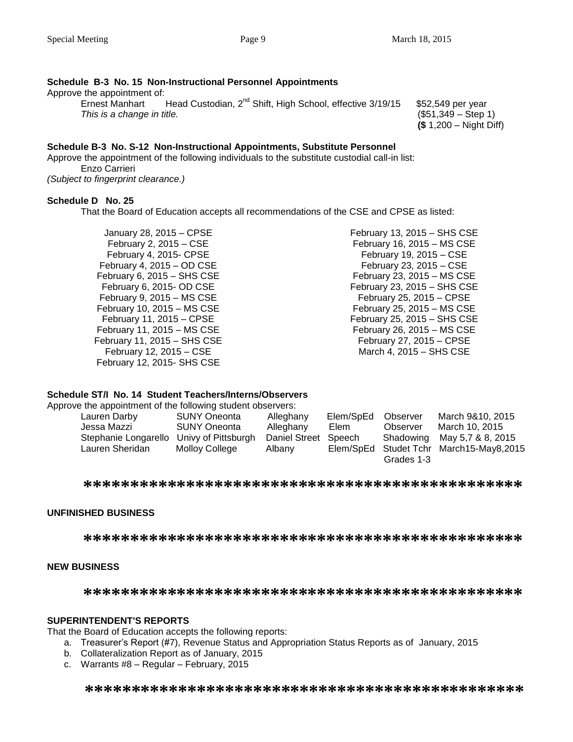**Schedule B-3 No. 15 Non-Instructional Personnel Appointments**

Approve the appointment of:

Ernest Manhart    Head Custodian, 2nd Shift, High School, effective 3/19/15    $52,549 per year
*This is a change in title.*    ($51,349 – Step 1)
**($** 1,200 – Night Diff)

**Schedule B-3 No. S-12 Non-Instructional Appointments, Substitute Personnel**

Approve the appointment of the following individuals to the substitute custodial call-in list:

Enzo Carrieri

*(Subject to fingerprint clearance.)*

**Schedule D No. 25**

That the Board of Education accepts all recommendations of the CSE and CPSE as listed:

January 28, 2015 – CPSE
February 2, 2015 – CSE
February 4, 2015- CPSE
February 4, 2015 – OD CSE
February 6, 2015 – SHS CSE
February 6, 2015- OD CSE
February 9, 2015 – MS CSE
February 10, 2015 – MS CSE
February 11, 2015 – CPSE
February 11, 2015 – MS CSE
February 11, 2015 – SHS CSE
February 12, 2015 – CSE
February 12, 2015- SHS CSE
February 13, 2015 – SHS CSE
February 16, 2015 – MS CSE
February 19, 2015 – CSE
February 23, 2015 – CSE
February 23, 2015 – MS CSE
February 23, 2015 – SHS CSE
February 25, 2015 – CPSE
February 25, 2015 – MS CSE
February 25, 2015 – SHS CSE
February 26, 2015 – MS CSE
February 27, 2015 – CPSE
March 4, 2015 – SHS CSE

**Schedule ST/I No. 14 Student Teachers/Interns/Observers**

Approve the appointment of the following student observers:

| | | | | | |
|---|---|---|---|---|---|
| Lauren Darby | SUNY Oneonta | Alleghany | Elem/SpEd | Observer | March 9&10, 2015 |
| Jessa Mazzi | SUNY Oneonta | Alleghany | Elem | Observer | March 10, 2015 |
| Stephanie Longarello | Univy of Pittsburgh | Daniel Street | Speech | Shadowing | May 5,7 & 8, 2015 |
| Lauren Sheridan | Molloy College | Albany | Elem/SpEd | Studet Tchr Grades 1-3 | March15-May8,2015 |

*********************************************

**UNFINISHED BUSINESS**

*********************************************

**NEW BUSINESS**

*********************************************

**SUPERINTENDENT'S REPORTS**

That the Board of Education accepts the following reports:

a. Treasurer's Report (#7), Revenue Status and Appropriation Status Reports as of January, 2015
b. Collateralization Report as of January, 2015
c. Warrants #8 – Regular – February, 2015

*********************************************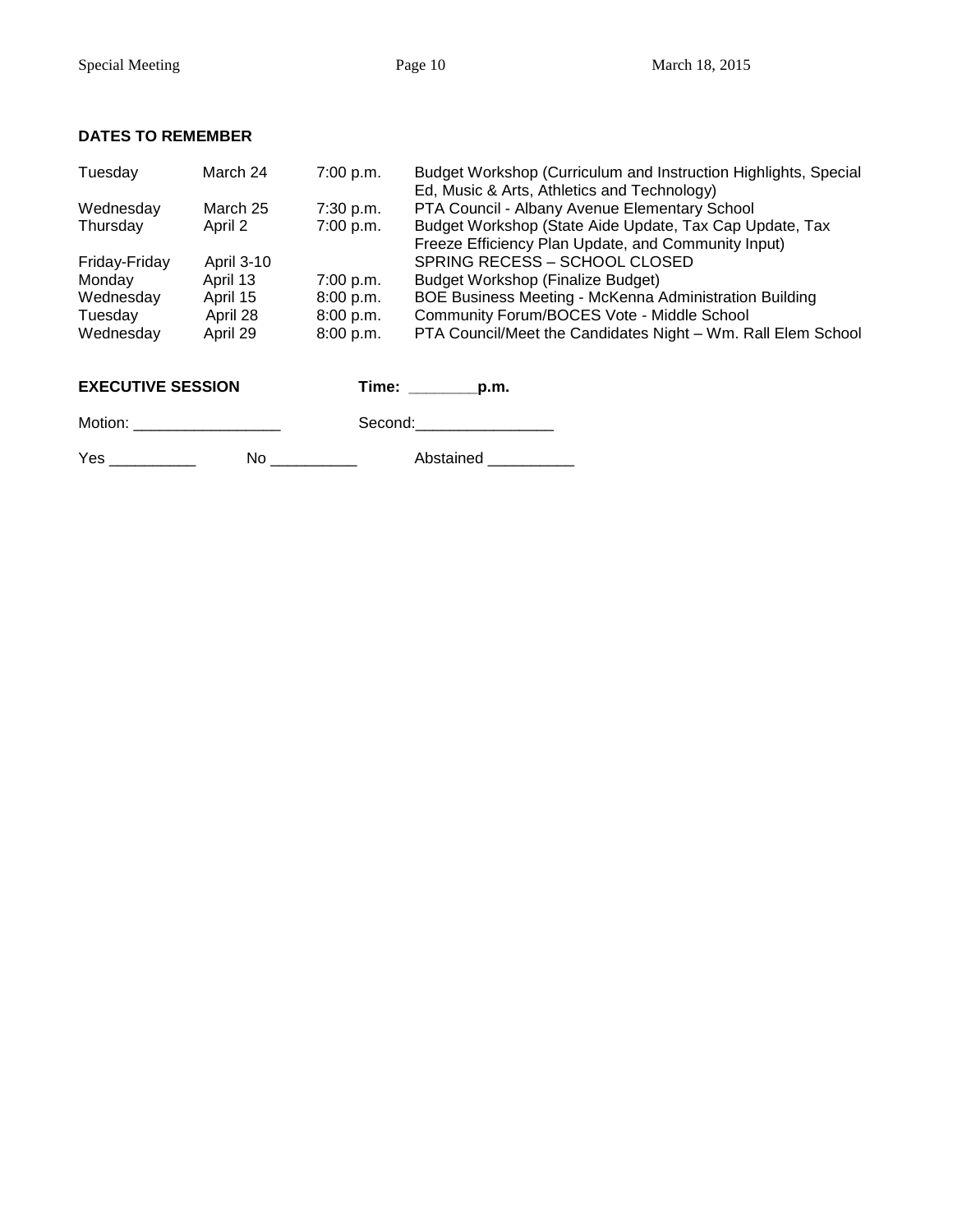**DATES TO REMEMBER**

| | | | |
|---|---|---|---|
| Tuesday | March 24 | 7:00 p.m. | Budget Workshop (Curriculum and Instruction Highlights, Special Ed, Music & Arts, Athletics and Technology) |
| Wednesday | March 25 | 7:30 p.m. | PTA Council - Albany Avenue Elementary School |
| Thursday | April 2 | 7:00 p.m. | Budget Workshop (State Aide Update, Tax Cap Update, Tax Freeze Efficiency Plan Update, and Community Input) |
| Friday-Friday | April 3-10 | | SPRING RECESS – SCHOOL CLOSED |
| Monday | April 13 | 7:00 p.m. | Budget Workshop (Finalize Budget) |
| Wednesday | April 15 | 8:00 p.m. | BOE Business Meeting - McKenna Administration Building |
| Tuesday | April 28 | 8:00 p.m. | Community Forum/BOCES Vote - Middle School |
| Wednesday | April 29 | 8:00 p.m. | PTA Council/Meet the Candidates Night – Wm. Rall Elem School |

**EXECUTIVE SESSION** **Time: ________p.m.**

Motion: _________________ Second:________________

Yes __________ No __________ Abstained __________